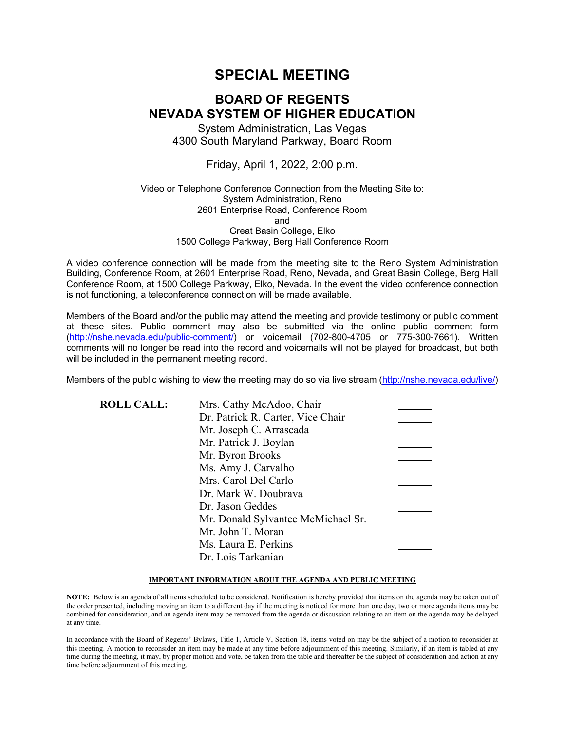# SPECIAL MEETING

## BOARD OF REGENTS
## NEVADA SYSTEM OF HIGHER EDUCATION

System Administration, Las Vegas
4300 South Maryland Parkway, Board Room

Friday, April 1, 2022, 2:00 p.m.

Video or Telephone Conference Connection from the Meeting Site to:
System Administration, Reno
2601 Enterprise Road, Conference Room
and
Great Basin College, Elko
1500 College Parkway, Berg Hall Conference Room

A video conference connection will be made from the meeting site to the Reno System Administration Building, Conference Room, at 2601 Enterprise Road, Reno, Nevada, and Great Basin College, Berg Hall Conference Room, at 1500 College Parkway, Elko, Nevada. In the event the video conference connection is not functioning, a teleconference connection will be made available.

Members of the Board and/or the public may attend the meeting and provide testimony or public comment at these sites. Public comment may also be submitted via the online public comment form (http://nshe.nevada.edu/public-comment/) or voicemail (702-800-4705 or 775-300-7661). Written comments will no longer be read into the record and voicemails will not be played for broadcast, but both will be included in the permanent meeting record.

Members of the public wishing to view the meeting may do so via live stream (http://nshe.nevada.edu/live/)

**ROLL CALL:**

| | |
|---|---|
| Mrs. Cathy McAdoo, Chair | ______ |
| Dr. Patrick R. Carter, Vice Chair | ______ |
| Mr. Joseph C. Arrascada | ______ |
| Mr. Patrick J. Boylan | ______ |
| Mr. Byron Brooks | ______ |
| Ms. Amy J. Carvalho | ______ |
| Mrs. Carol Del Carlo | ______ |
| Dr. Mark W. Doubrava | ______ |
| Dr. Jason Geddes | ______ |
| Mr. Donald Sylvantee McMichael Sr. | ______ |
| Mr. John T. Moran | ______ |
| Ms. Laura E. Perkins | ______ |
| Dr. Lois Tarkanian | ______ |

**IMPORTANT INFORMATION ABOUT THE AGENDA AND PUBLIC MEETING**

**NOTE:** Below is an agenda of all items scheduled to be considered. Notification is hereby provided that items on the agenda may be taken out of the order presented, including moving an item to a different day if the meeting is noticed for more than one day, two or more agenda items may be combined for consideration, and an agenda item may be removed from the agenda or discussion relating to an item on the agenda may be delayed at any time.

In accordance with the Board of Regents' Bylaws, Title 1, Article V, Section 18, items voted on may be the subject of a motion to reconsider at this meeting. A motion to reconsider an item may be made at any time before adjournment of this meeting. Similarly, if an item is tabled at any time during the meeting, it may, by proper motion and vote, be taken from the table and thereafter be the subject of consideration and action at any time before adjournment of this meeting.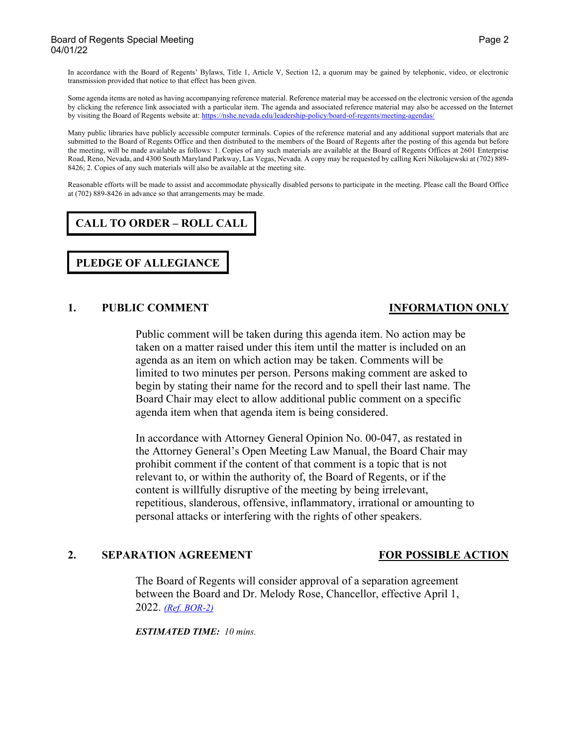In accordance with the Board of Regents' Bylaws, Title 1, Article V, Section 12, a quorum may be gained by telephonic, video, or electronic transmission provided that notice to that effect has been given.

Some agenda items are noted as having accompanying reference material. Reference material may be accessed on the electronic version of the agenda by clicking the reference link associated with a particular item. The agenda and associated reference material may also be accessed on the Internet by visiting the Board of Regents website at: https://nshe.nevada.edu/leadership-policy/board-of-regents/meeting-agendas/

Many public libraries have publicly accessible computer terminals. Copies of the reference material and any additional support materials that are submitted to the Board of Regents Office and then distributed to the members of the Board of Regents after the posting of this agenda but before the meeting, will be made available as follows: 1. Copies of any such materials are available at the Board of Regents Offices at 2601 Enterprise Road, Reno, Nevada, and 4300 South Maryland Parkway, Las Vegas, Nevada. A copy may be requested by calling Keri Nikolajewski at (702) 889-8426; 2. Copies of any such materials will also be available at the meeting site.

Reasonable efforts will be made to assist and accommodate physically disabled persons to participate in the meeting. Please call the Board Office at (702) 889-8426 in advance so that arrangements may be made.

## CALL TO ORDER – ROLL CALL

## PLEDGE OF ALLEGIANCE

## 1. PUBLIC COMMENT — INFORMATION ONLY

Public comment will be taken during this agenda item. No action may be taken on a matter raised under this item until the matter is included on an agenda as an item on which action may be taken. Comments will be limited to two minutes per person. Persons making comment are asked to begin by stating their name for the record and to spell their last name. The Board Chair may elect to allow additional public comment on a specific agenda item when that agenda item is being considered.

In accordance with Attorney General Opinion No. 00-047, as restated in the Attorney General's Open Meeting Law Manual, the Board Chair may prohibit comment if the content of that comment is a topic that is not relevant to, or within the authority of, the Board of Regents, or if the content is willfully disruptive of the meeting by being irrelevant, repetitious, slanderous, offensive, inflammatory, irrational or amounting to personal attacks or interfering with the rights of other speakers.

## 2. SEPARATION AGREEMENT — FOR POSSIBLE ACTION

The Board of Regents will consider approval of a separation agreement between the Board and Dr. Melody Rose, Chancellor, effective April 1, 2022. *(Ref. BOR-2)*

***ESTIMATED TIME:*** *10 mins.*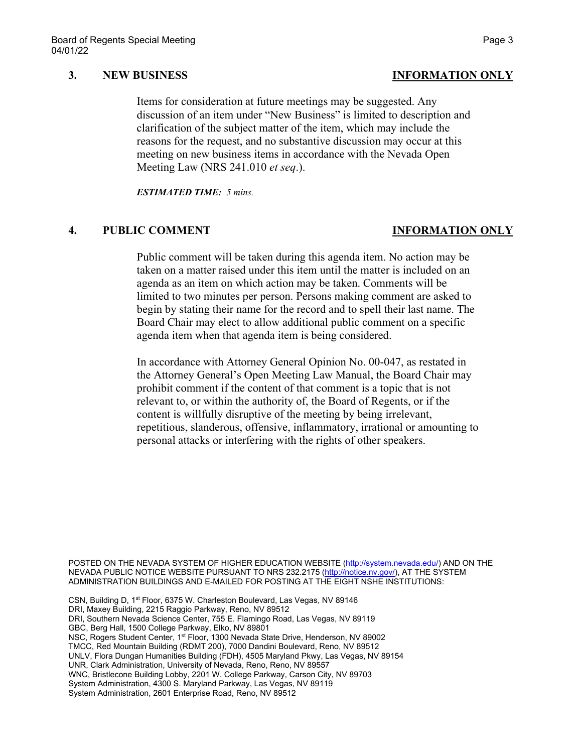## 3. NEW BUSINESS **INFORMATION ONLY**

Items for consideration at future meetings may be suggested. Any discussion of an item under "New Business" is limited to description and clarification of the subject matter of the item, which may include the reasons for the request, and no substantive discussion may occur at this meeting on new business items in accordance with the Nevada Open Meeting Law (NRS 241.010 *et seq*.).

***ESTIMATED TIME:*** *5 mins.*

## 4. PUBLIC COMMENT **INFORMATION ONLY**

Public comment will be taken during this agenda item. No action may be taken on a matter raised under this item until the matter is included on an agenda as an item on which action may be taken. Comments will be limited to two minutes per person. Persons making comment are asked to begin by stating their name for the record and to spell their last name. The Board Chair may elect to allow additional public comment on a specific agenda item when that agenda item is being considered.

In accordance with Attorney General Opinion No. 00-047, as restated in the Attorney General's Open Meeting Law Manual, the Board Chair may prohibit comment if the content of that comment is a topic that is not relevant to, or within the authority of, the Board of Regents, or if the content is willfully disruptive of the meeting by being irrelevant, repetitious, slanderous, offensive, inflammatory, irrational or amounting to personal attacks or interfering with the rights of other speakers.

POSTED ON THE NEVADA SYSTEM OF HIGHER EDUCATION WEBSITE (http://system.nevada.edu/) AND ON THE NEVADA PUBLIC NOTICE WEBSITE PURSUANT TO NRS 232.2175 (http://notice.nv.gov/), AT THE SYSTEM ADMINISTRATION BUILDINGS AND E-MAILED FOR POSTING AT THE EIGHT NSHE INSTITUTIONS:

CSN, Building D, 1st Floor, 6375 W. Charleston Boulevard, Las Vegas, NV 89146
DRI, Maxey Building, 2215 Raggio Parkway, Reno, NV 89512
DRI, Southern Nevada Science Center, 755 E. Flamingo Road, Las Vegas, NV 89119
GBC, Berg Hall, 1500 College Parkway, Elko, NV 89801
NSC, Rogers Student Center, 1st Floor, 1300 Nevada State Drive, Henderson, NV 89002
TMCC, Red Mountain Building (RDMT 200), 7000 Dandini Boulevard, Reno, NV 89512
UNLV, Flora Dungan Humanities Building (FDH), 4505 Maryland Pkwy, Las Vegas, NV 89154
UNR, Clark Administration, University of Nevada, Reno, Reno, NV 89557
WNC, Bristlecone Building Lobby, 2201 W. College Parkway, Carson City, NV 89703
System Administration, 4300 S. Maryland Parkway, Las Vegas, NV 89119
System Administration, 2601 Enterprise Road, Reno, NV 89512